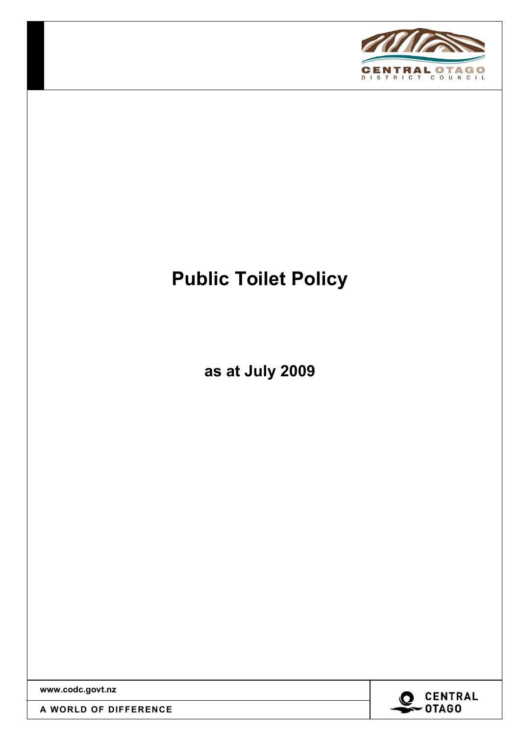# Public Toilet Policy

**as at July 2009**

**www.codc.govt.nz**

**A WORLD OF DIFFERENCE**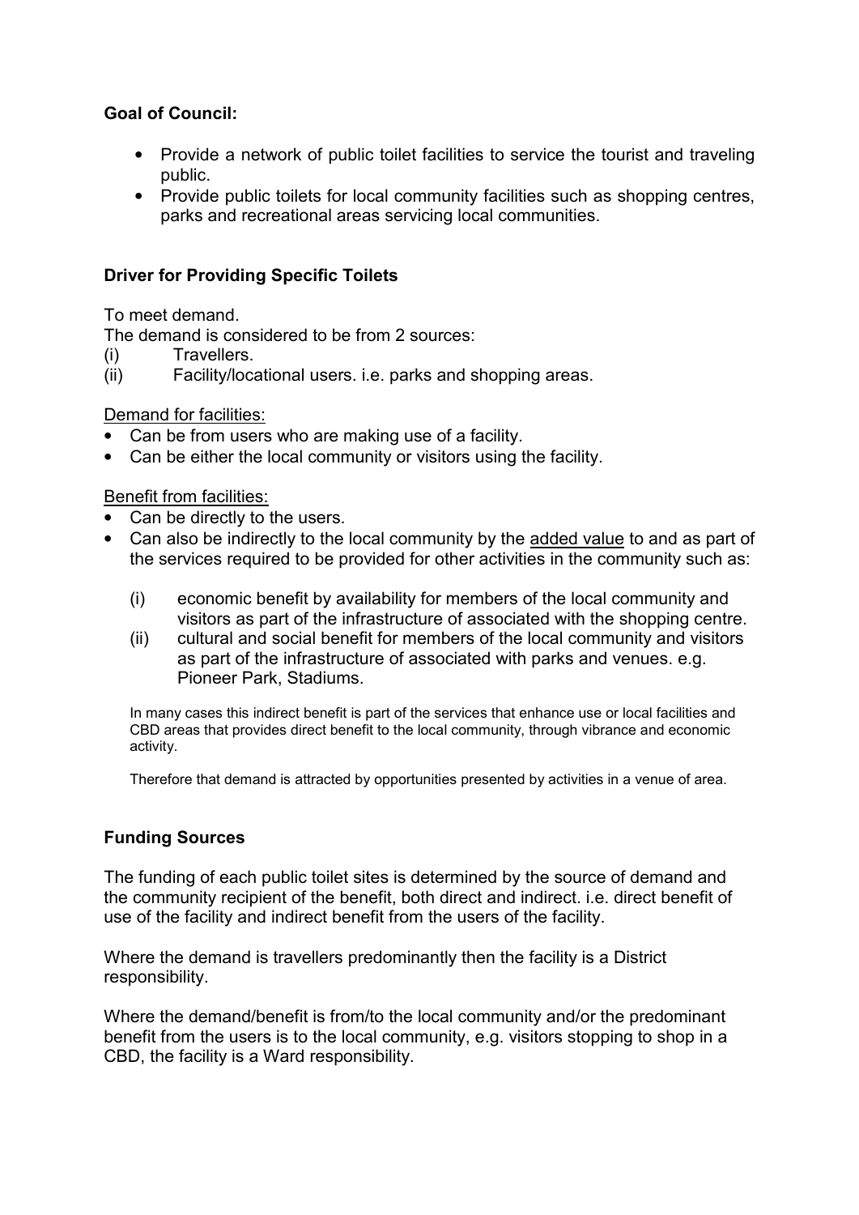**Goal of Council:**

- Provide a network of public toilet facilities to service the tourist and traveling public.
- Provide public toilets for local community facilities such as shopping centres, parks and recreational areas servicing local communities.

**Driver for Providing Specific Toilets**

To meet demand.
The demand is considered to be from 2 sources:
(i) Travellers.
(ii) Facility/locational users. i.e. parks and shopping areas.

<u>Demand for facilities:</u>

- Can be from users who are making use of a facility.
- Can be either the local community or visitors using the facility.

<u>Benefit from facilities:</u>

- Can be directly to the users.
- Can also be indirectly to the local community by the <u>added value</u> to and as part of the services required to be provided for other activities in the community such as:

  (i) economic benefit by availability for members of the local community and visitors as part of the infrastructure of associated with the shopping centre.
  (ii) cultural and social benefit for members of the local community and visitors as part of the infrastructure of associated with parks and venues. e.g. Pioneer Park, Stadiums.

  In many cases this indirect benefit is part of the services that enhance use or local facilities and CBD areas that provides direct benefit to the local community, through vibrance and economic activity.

  Therefore that demand is attracted by opportunities presented by activities in a venue of area.

**Funding Sources**

The funding of each public toilet sites is determined by the source of demand and the community recipient of the benefit, both direct and indirect. i.e. direct benefit of use of the facility and indirect benefit from the users of the facility.

Where the demand is travellers predominantly then the facility is a District responsibility.

Where the demand/benefit is from/to the local community and/or the predominant benefit from the users is to the local community, e.g. visitors stopping to shop in a CBD, the facility is a Ward responsibility.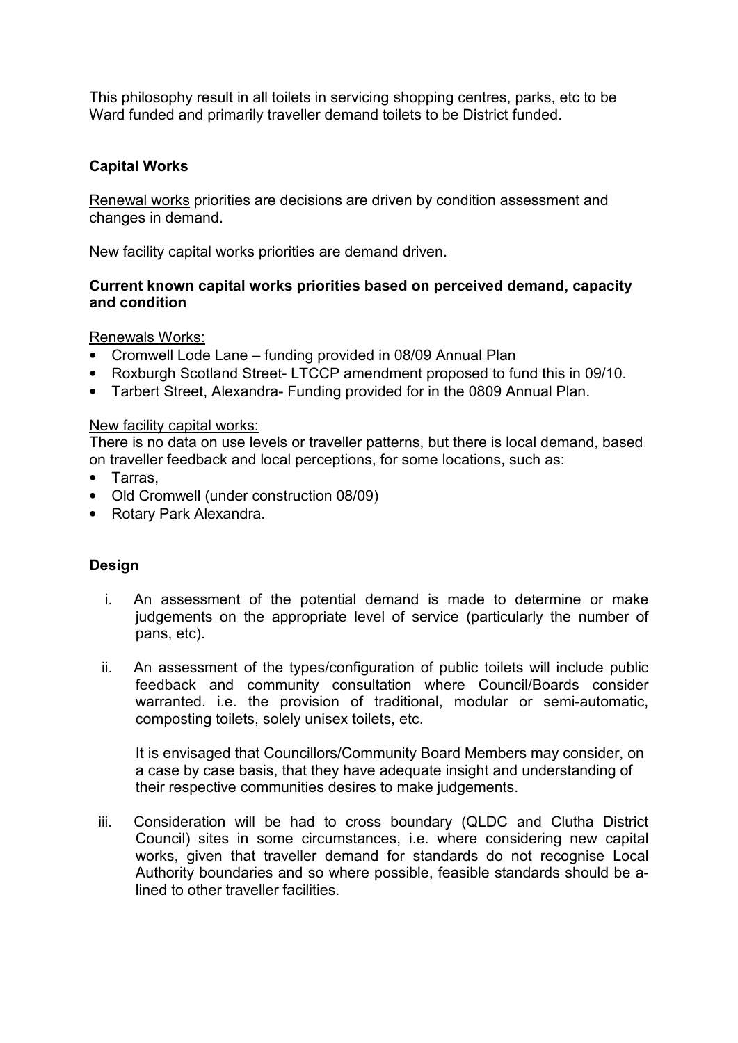This philosophy result in all toilets in servicing shopping centres, parks, etc to be Ward funded and primarily traveller demand toilets to be District funded.

**Capital Works**

Renewal works priorities are decisions are driven by condition assessment and changes in demand.

New facility capital works priorities are demand driven.

**Current known capital works priorities based on perceived demand, capacity and condition**

Renewals Works:

- Cromwell Lode Lane – funding provided in 08/09 Annual Plan
- Roxburgh Scotland Street- LTCCP amendment proposed to fund this in 09/10.
- Tarbert Street, Alexandra- Funding provided for in the 0809 Annual Plan.

New facility capital works:

There is no data on use levels or traveller patterns, but there is local demand, based on traveller feedback and local perceptions, for some locations, such as:

- Tarras,
- Old Cromwell (under construction 08/09)
- Rotary Park Alexandra.

**Design**

i. An assessment of the potential demand is made to determine or make judgements on the appropriate level of service (particularly the number of pans, etc).

ii. An assessment of the types/configuration of public toilets will include public feedback and community consultation where Council/Boards consider warranted. i.e. the provision of traditional, modular or semi-automatic, composting toilets, solely unisex toilets, etc.

   It is envisaged that Councillors/Community Board Members may consider, on a case by case basis, that they have adequate insight and understanding of their respective communities desires to make judgements.

iii. Consideration will be had to cross boundary (QLDC and Clutha District Council) sites in some circumstances, i.e. where considering new capital works, given that traveller demand for standards do not recognise Local Authority boundaries and so where possible, feasible standards should be a-lined to other traveller facilities.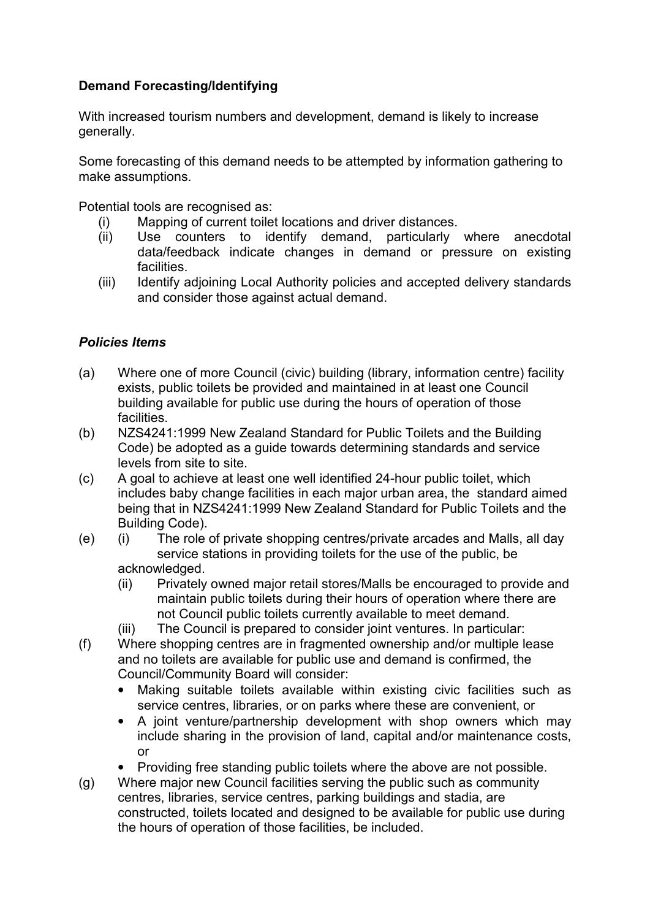**Demand Forecasting/Identifying**

With increased tourism numbers and development, demand is likely to increase generally.

Some forecasting of this demand needs to be attempted by information gathering to make assumptions.

Potential tools are recognised as:

(i) Mapping of current toilet locations and driver distances.
(ii) Use counters to identify demand, particularly where anecdotal data/feedback indicate changes in demand or pressure on existing facilities.
(iii) Identify adjoining Local Authority policies and accepted delivery standards and consider those against actual demand.

***Policies Items***

(a) Where one of more Council (civic) building (library, information centre) facility exists, public toilets be provided and maintained in at least one Council building available for public use during the hours of operation of those facilities.

(b) NZS4241:1999 New Zealand Standard for Public Toilets and the Building Code) be adopted as a guide towards determining standards and service levels from site to site.

(c) A goal to achieve at least one well identified 24-hour public toilet, which includes baby change facilities in each major urban area, the standard aimed being that in NZS4241:1999 New Zealand Standard for Public Toilets and the Building Code).

(e) (i) The role of private shopping centres/private arcades and Malls, all day service stations in providing toilets for the use of the public, be acknowledged.

(ii) Privately owned major retail stores/Malls be encouraged to provide and maintain public toilets during their hours of operation where there are not Council public toilets currently available to meet demand.

(iii) The Council is prepared to consider joint ventures. In particular:

(f) Where shopping centres are in fragmented ownership and/or multiple lease and no toilets are available for public use and demand is confirmed, the Council/Community Board will consider:

- Making suitable toilets available within existing civic facilities such as service centres, libraries, or on parks where these are convenient, or
- A joint venture/partnership development with shop owners which may include sharing in the provision of land, capital and/or maintenance costs, or
- Providing free standing public toilets where the above are not possible.

(g) Where major new Council facilities serving the public such as community centres, libraries, service centres, parking buildings and stadia, are constructed, toilets located and designed to be available for public use during the hours of operation of those facilities, be included.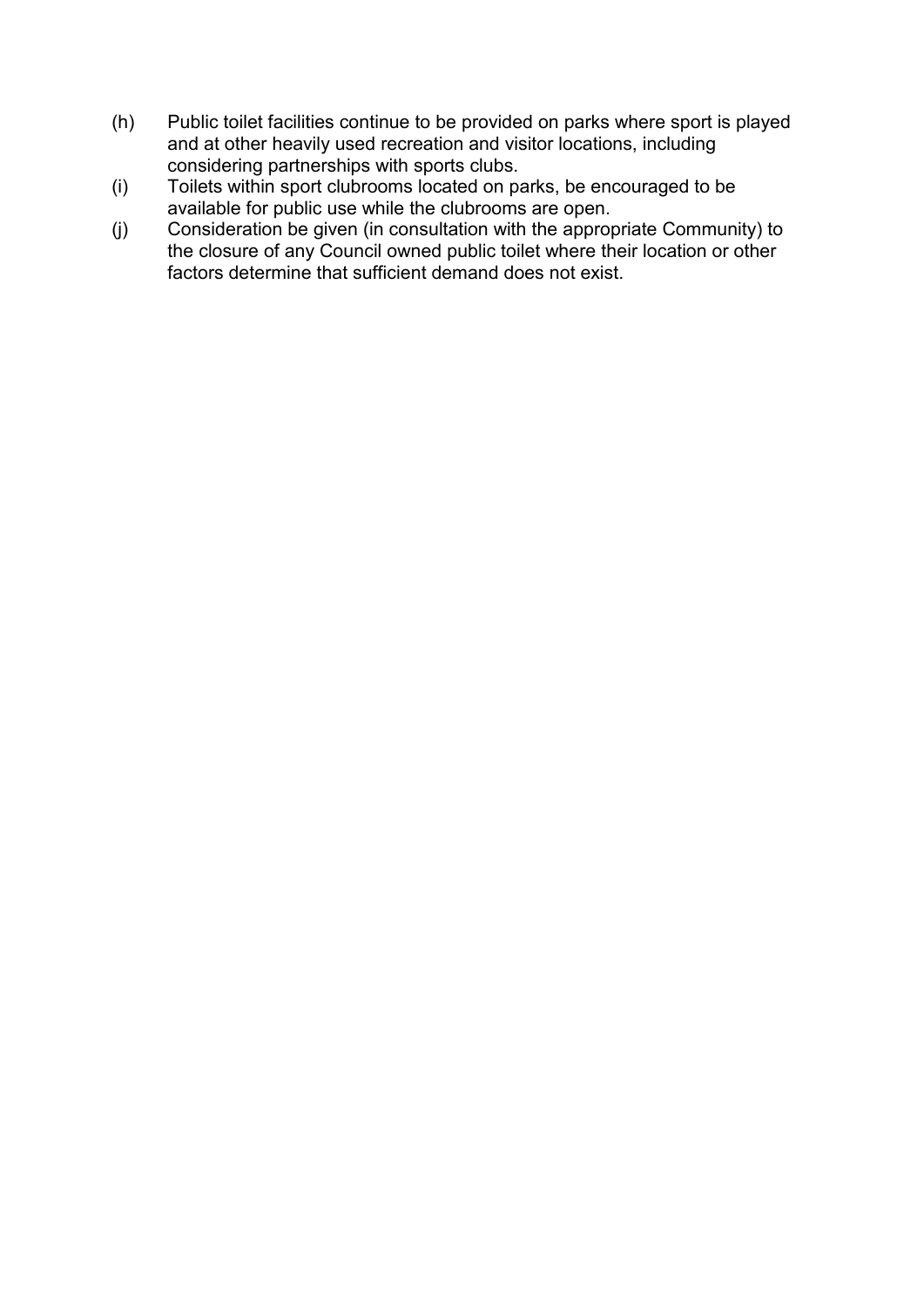(h) Public toilet facilities continue to be provided on parks where sport is played and at other heavily used recreation and visitor locations, including considering partnerships with sports clubs.

(i) Toilets within sport clubrooms located on parks, be encouraged to be available for public use while the clubrooms are open.

(j) Consideration be given (in consultation with the appropriate Community) to the closure of any Council owned public toilet where their location or other factors determine that sufficient demand does not exist.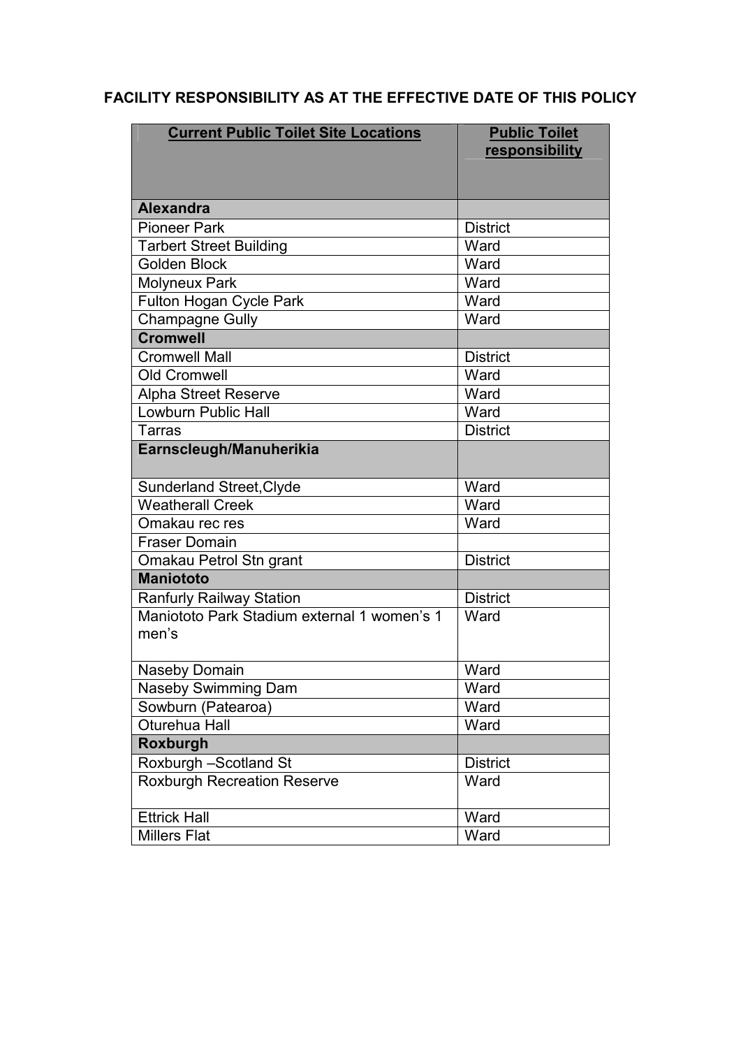**FACILITY RESPONSIBILITY AS AT THE EFFECTIVE DATE OF THIS POLICY**

| Current Public Toilet Site Locations | Public Toilet responsibility |
|---|---|
| **Alexandra** | |
| Pioneer Park | District |
| Tarbert Street Building | Ward |
| Golden Block | Ward |
| Molyneux Park | Ward |
| Fulton Hogan Cycle Park | Ward |
| Champagne Gully | Ward |
| **Cromwell** | |
| Cromwell Mall | District |
| Old Cromwell | Ward |
| Alpha Street Reserve | Ward |
| Lowburn Public Hall | Ward |
| Tarras | District |
| **Earnscleugh/Manuherikia** | |
| Sunderland Street,Clyde | Ward |
| Weatherall Creek | Ward |
| Omakau rec res | Ward |
| Fraser Domain | |
| Omakau Petrol Stn grant | District |
| **Maniototo** | |
| Ranfurly Railway Station | District |
| Maniototo Park Stadium external 1 women's 1 men's | Ward |
| Naseby Domain | Ward |
| Naseby Swimming Dam | Ward |
| Sowburn (Patearoa) | Ward |
| Oturehua Hall | Ward |
| **Roxburgh** | |
| Roxburgh –Scotland St | District |
| Roxburgh Recreation Reserve | Ward |
| Ettrick Hall | Ward |
| Millers Flat | Ward |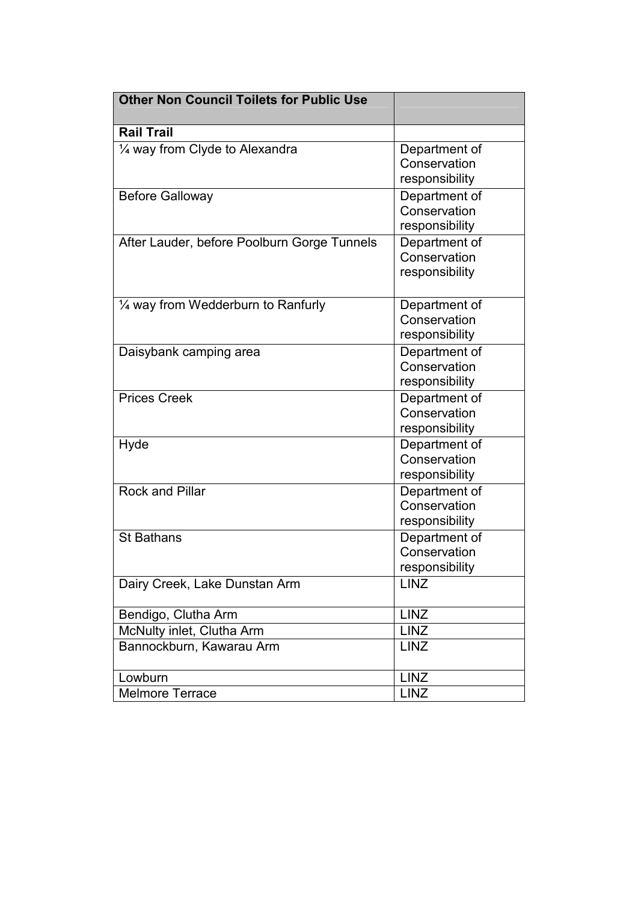| **Other Non Council Toilets for Public Use** | |
|---|---|
| **Rail Trail** | |
| ¼ way from Clyde to Alexandra | Department of Conservation responsibility |
| Before Galloway | Department of Conservation responsibility |
| After Lauder, before Poolburn Gorge Tunnels | Department of Conservation responsibility |
| ¼ way from Wedderburn to Ranfurly | Department of Conservation responsibility |
| Daisybank camping area | Department of Conservation responsibility |
| Prices Creek | Department of Conservation responsibility |
| Hyde | Department of Conservation responsibility |
| Rock and Pillar | Department of Conservation responsibility |
| St Bathans | Department of Conservation responsibility |
| Dairy Creek, Lake Dunstan Arm | LINZ |
| Bendigo, Clutha Arm | LINZ |
| McNulty inlet, Clutha Arm | LINZ |
| Bannockburn, Kawarau Arm | LINZ |
| Lowburn | LINZ |
| Melmore Terrace | LINZ |